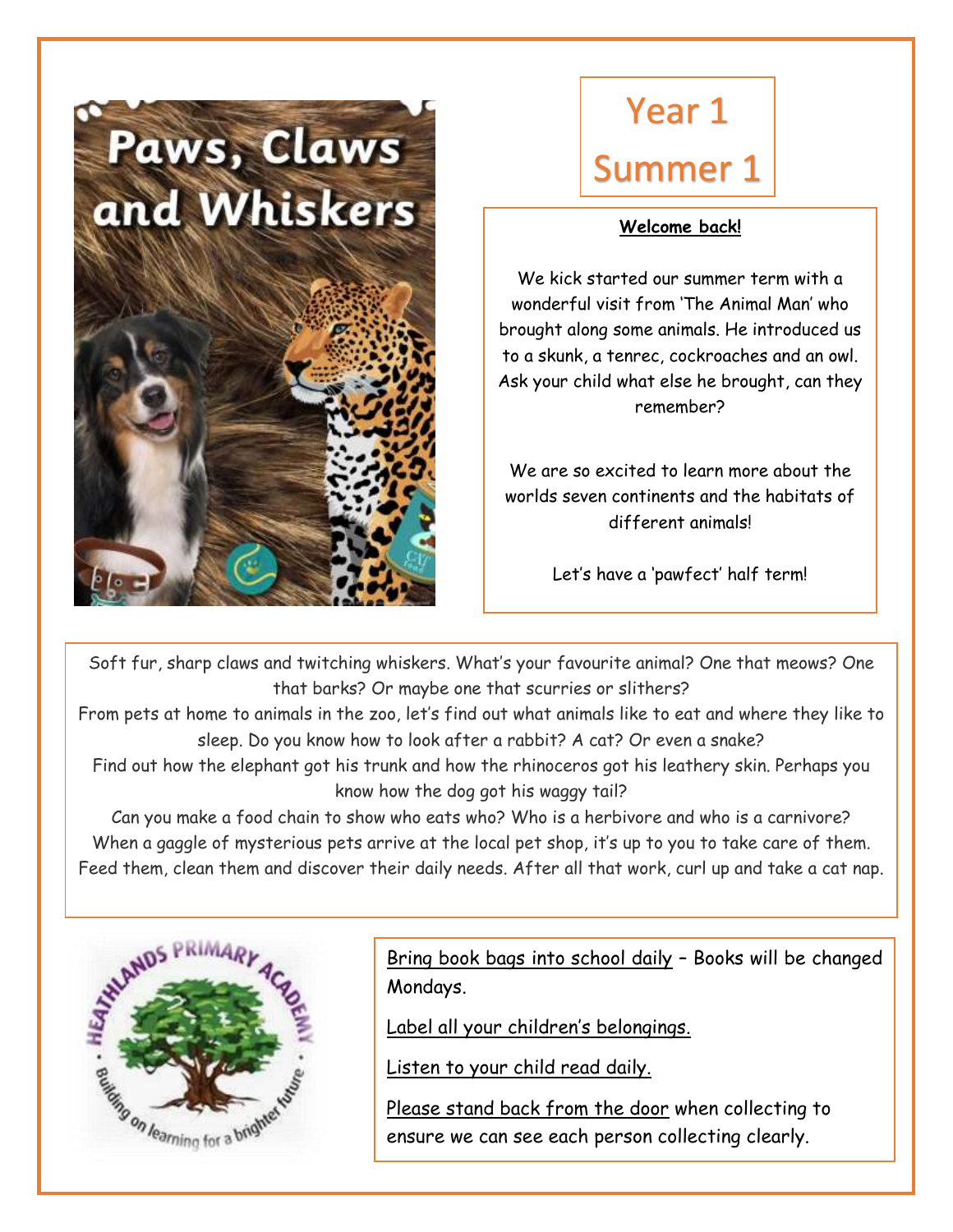# Paws, Claws and Whiskers

# Year 1 Summer 1

**Welcome back!**

We kick started our summer term with a wonderful visit from 'The Animal Man' who brought along some animals. He introduced us to a skunk, a tenrec, cockroaches and an owl. Ask your child what else he brought, can they remember?

We are so excited to learn more about the worlds seven continents and the habitats of different animals!

Let's have a 'pawfect' half term!

Soft fur, sharp claws and twitching whiskers. What's your favourite animal? One that meows? One that barks? Or maybe one that scurries or slithers?
From pets at home to animals in the zoo, let's find out what animals like to eat and where they like to sleep. Do you know how to look after a rabbit? A cat? Or even a snake?
Find out how the elephant got his trunk and how the rhinoceros got his leathery skin. Perhaps you know how the dog got his waggy tail?
Can you make a food chain to show who eats who? Who is a herbivore and who is a carnivore?
When a gaggle of mysterious pets arrive at the local pet shop, it's up to you to take care of them. Feed them, clean them and discover their daily needs. After all that work, curl up and take a cat nap.

Heathlands Primary Academy – Building on learning for a brighter future

Bring book bags into school daily – Books will be changed Mondays.

Label all your children's belongings.

Listen to your child read daily.

Please stand back from the door when collecting to ensure we can see each person collecting clearly.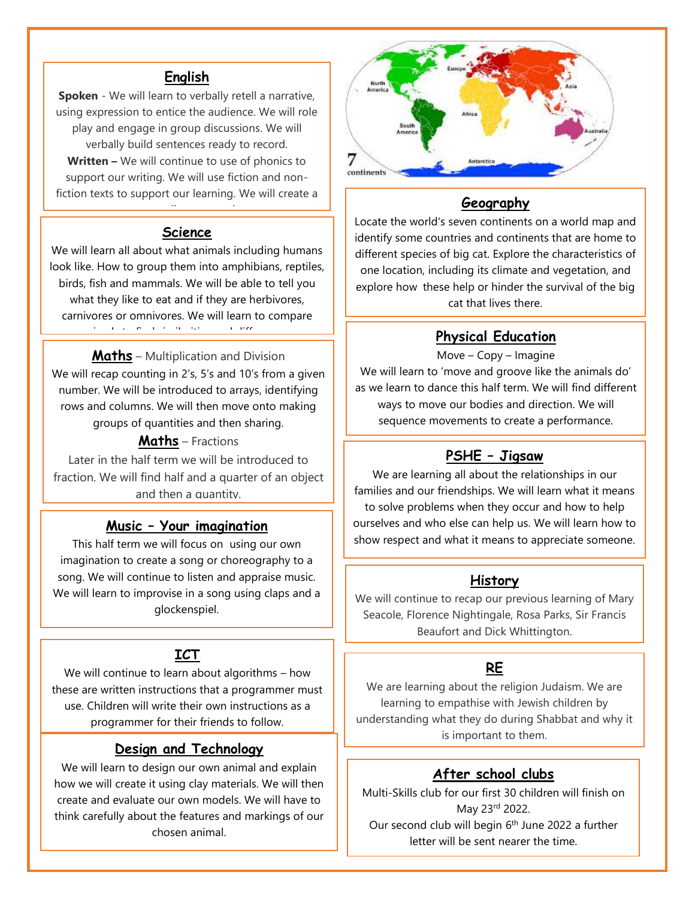## English

**Spoken** - We will learn to verbally retell a narrative, using expression to entice the audience. We will role play and engage in group discussions. We will verbally build sentences ready to record.

**Written –** We will continue to use of phonics to support our writing. We will use fiction and non-fiction texts to support our learning. We will create a

## Science

We will learn all about what animals including humans look like. How to group them into amphibians, reptiles, birds, fish and mammals. We will be able to tell you what they like to eat and if they are herbivores, carnivores or omnivores. We will learn to compare

## Maths – Multiplication and Division

We will recap counting in 2's, 5's and 10's from a given number. We will be introduced to arrays, identifying rows and columns. We will then move onto making groups of quantities and then sharing.

## Maths – Fractions

Later in the half term we will be introduced to fraction. We will find half and a quarter of an object and then a quantity.

## Music – Your imagination

This half term we will focus on using our own imagination to create a song or choreography to a song. We will continue to listen and appraise music. We will learn to improvise in a song using claps and a glockenspiel.

## ICT

We will continue to learn about algorithms – how these are written instructions that a programmer must use. Children will write their own instructions as a programmer for their friends to follow.

## Design and Technology

We will learn to design our own animal and explain how we will create it using clay materials. We will then create and evaluate our own models. We will have to think carefully about the features and markings of our chosen animal.

North America
Europe
Asia
Africa
South America
Australia
Antarctica
7 continents

## Geography

Locate the world's seven continents on a world map and identify some countries and continents that are home to different species of big cat. Explore the characteristics of one location, including its climate and vegetation, and explore how these help or hinder the survival of the big cat that lives there.

## Physical Education

Move – Copy – Imagine

We will learn to 'move and groove like the animals do' as we learn to dance this half term. We will find different ways to move our bodies and direction. We will sequence movements to create a performance.

## PSHE – Jigsaw

We are learning all about the relationships in our families and our friendships. We will learn what it means to solve problems when they occur and how to help ourselves and who else can help us. We will learn how to show respect and what it means to appreciate someone.

## History

We will continue to recap our previous learning of Mary Seacole, Florence Nightingale, Rosa Parks, Sir Francis Beaufort and Dick Whittington.

## RE

We are learning about the religion Judaism. We are learning to empathise with Jewish children by understanding what they do during Shabbat and why it is important to them.

## After school clubs

Multi-Skills club for our first 30 children will finish on May 23rd 2022.

Our second club will begin 6th June 2022 a further letter will be sent nearer the time.